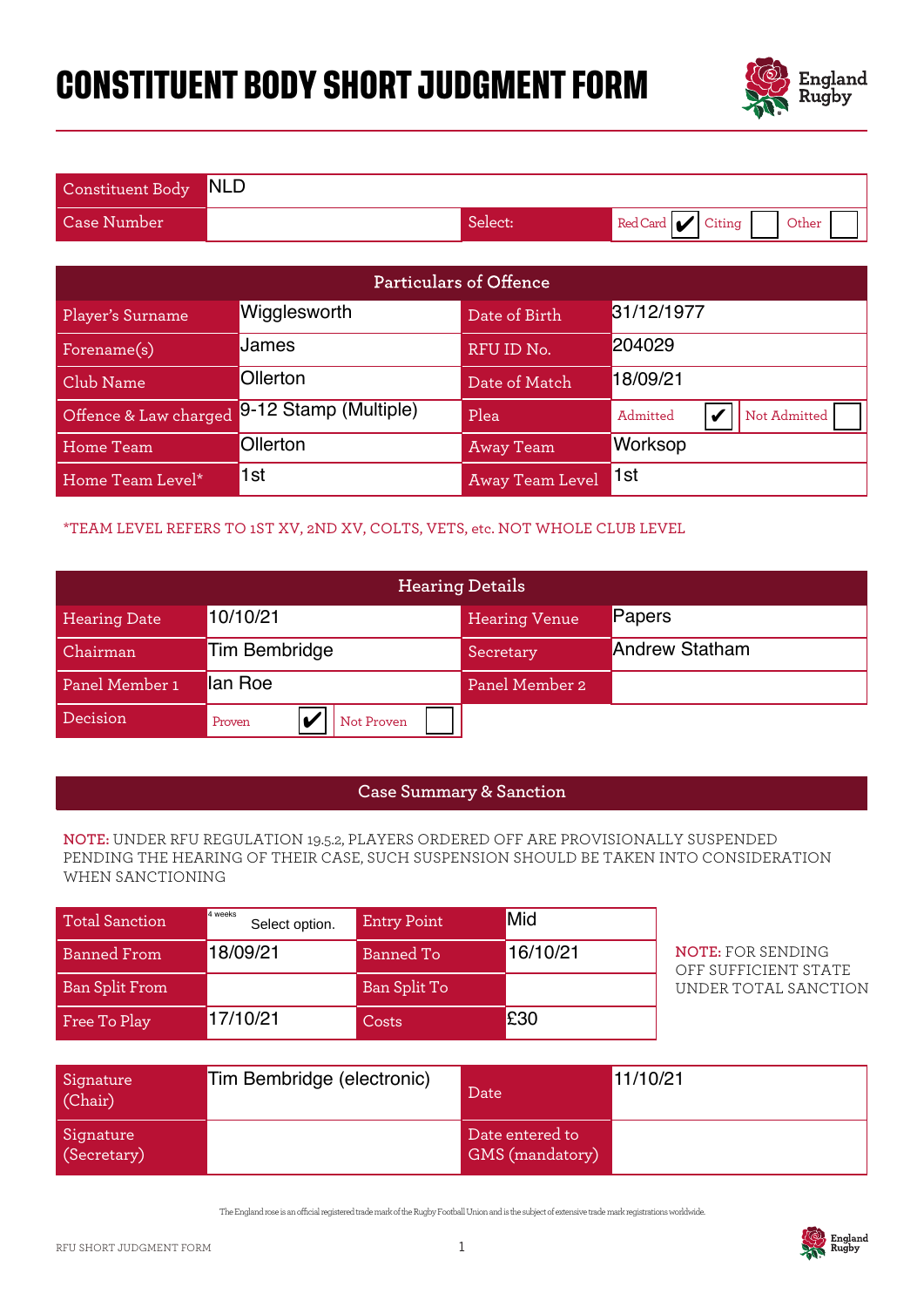# CONSTITUENT BODY SHORT JUDGMENT FORM

| Constituent Body | NLD | | |
|---|---|---|---|
| Case Number | | Select: | Red Card ✔ Citing ☐ Other ☐ |

| Particulars of Offence | | | |
|---|---|---|---|
| Player's Surname | Wigglesworth | Date of Birth | 31/12/1977 |
| Forename(s) | James | RFU ID No. | 204029 |
| Club Name | Ollerton | Date of Match | 18/09/21 |
| Offence & Law charged | 9-12 Stamp (Multiple) | Plea | Admitted ✔ Not Admitted ☐ |
| Home Team | Ollerton | Away Team | Worksop |
| Home Team Level* | 1st | Away Team Level | 1st |

*TEAM LEVEL REFERS TO 1ST XV, 2ND XV, COLTS, VETS, etc. NOT WHOLE CLUB LEVEL

| Hearing Details | | | |
|---|---|---|---|
| Hearing Date | 10/10/21 | Hearing Venue | Papers |
| Chairman | Tim Bembridge | Secretary | Andrew Statham |
| Panel Member 1 | Ian Roe | Panel Member 2 | |
| Decision | Proven ✔ Not Proven ☐ | | |

## Case Summary & Sanction

**NOTE:** UNDER RFU REGULATION 19.5.2, PLAYERS ORDERED OFF ARE PROVISIONALLY SUSPENDED PENDING THE HEARING OF THEIR CASE, SUCH SUSPENSION SHOULD BE TAKEN INTO CONSIDERATION WHEN SANCTIONING

| Total Sanction | 4 weeks Select option. | Entry Point | Mid |
|---|---|---|---|
| Banned From | 18/09/21 | Banned To | 16/10/21 |
| Ban Split From | | Ban Split To | |
| Free To Play | 17/10/21 | Costs | £30 |

**NOTE:** FOR SENDING OFF SUFFICIENT STATE UNDER TOTAL SANCTION

| Signature (Chair) | Tim Bembridge (electronic) | Date | 11/10/21 |
|---|---|---|---|
| Signature (Secretary) | | Date entered to GMS (mandatory) | |

The England rose is an official registered trade mark of the Rugby Football Union and is the subject of extensive trade mark registrations worldwide.

RFU SHORT JUDGMENT FORM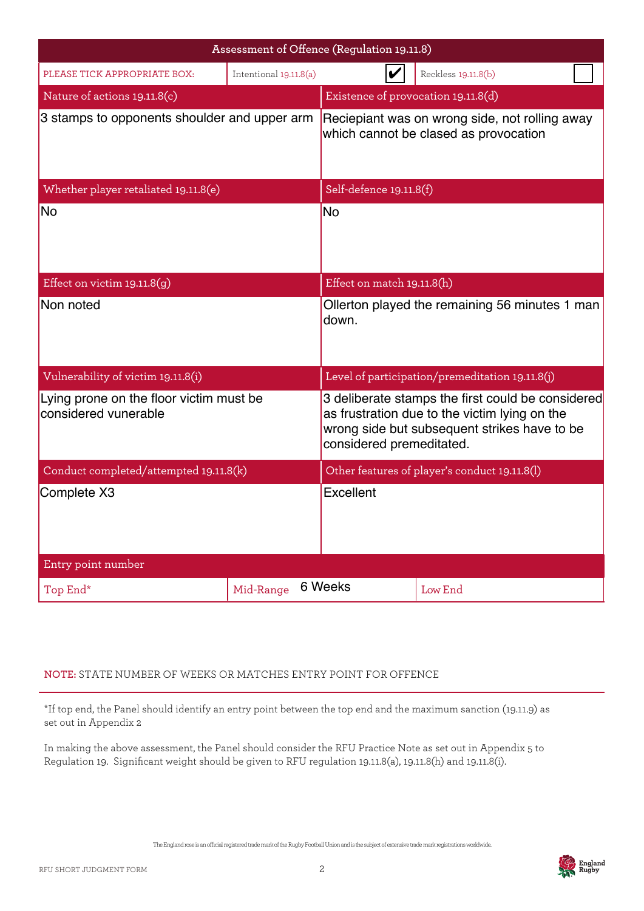## Assessment of Offence (Regulation 19.11.8)

| PLEASE TICK APPROPRIATE BOX: | Intentional 19.11.8(a) | ✔ | Reckless 19.11.8(b) | ☐ |
|---|---|---|---|---|

| Nature of actions 19.11.8(c) | Existence of provocation 19.11.8(d) |
|---|---|
| 3 stamps to opponents shoulder and upper arm | Reciepiant was on wrong side, not rolling away which cannot be clased as provocation |
| **Whether player retaliated 19.11.8(e)** | **Self-defence 19.11.8(f)** |
| No | No |
| **Effect on victim 19.11.8(g)** | **Effect on match 19.11.8(h)** |
| Non noted | Ollerton played the remaining 56 minutes 1 man down. |
| **Vulnerability of victim 19.11.8(i)** | **Level of participation/premeditation 19.11.8(j)** |
| Lying prone on the floor victim must be considered vunerable | 3 deliberate stamps the first could be considered as frustration due to the victim lying on the wrong side but subsequent strikes have to be considered premeditated. |
| **Conduct completed/attempted 19.11.8(k)** | **Other features of player's conduct 19.11.8(l)** |
| Complete X3 | Excellent |

| Entry point number | | |
|---|---|---|
| Top End* | Mid-Range 6 Weeks | Low End |

NOTE: STATE NUMBER OF WEEKS OR MATCHES ENTRY POINT FOR OFFENCE

*If top end, the Panel should identify an entry point between the top end and the maximum sanction (19.11.9) as set out in Appendix 2

In making the above assessment, the Panel should consider the RFU Practice Note as set out in Appendix 5 to Regulation 19. Significant weight should be given to RFU regulation 19.11.8(a), 19.11.8(h) and 19.11.8(i).

The England rose is an official registered trade mark of the Rugby Football Union and is the subject of extensive trade mark registrations worldwide.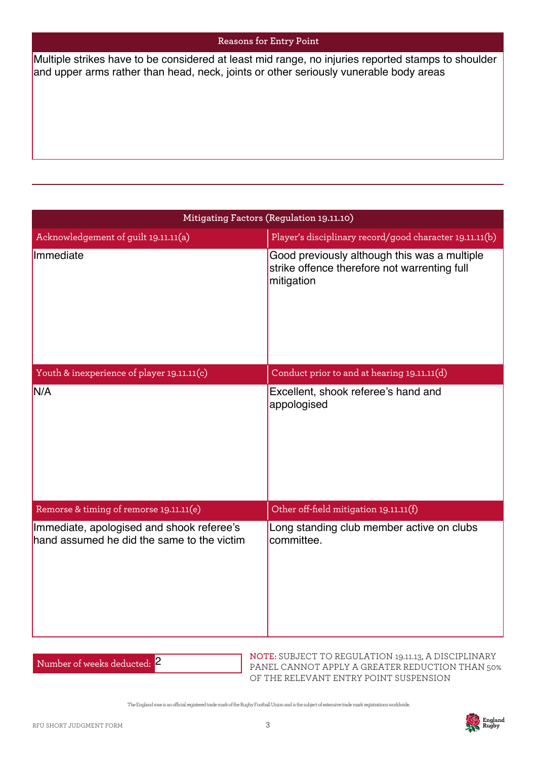## Reasons for Entry Point

Multiple strikes have to be considered at least mid range, no injuries reported stamps to shoulder and upper arms rather than head, neck, joints or other seriously vunerable body areas

## Mitigating Factors (Regulation 19.11.10)

| Acknowledgement of guilt 19.11.11(a) | Player's disciplinary record/good character 19.11.11(b) |
|---|---|
| Immediate | Good previously although this was a multiple strike offence therefore not warrenting full mitigation |
| **Youth & inexperience of player 19.11.11(c)** | **Conduct prior to and at hearing 19.11.11(d)** |
| N/A | Excellent, shook referee's hand and appologised |
| **Remorse & timing of remorse 19.11.11(e)** | **Other off-field mitigation 19.11.11(f)** |
| Immediate, apologised and shook referee's hand assumed he did the same to the victim | Long standing club member active on clubs committee. |

Number of weeks deducted: 2

**NOTE:** SUBJECT TO REGULATION 19.11.13, A DISCIPLINARY PANEL CANNOT APPLY A GREATER REDUCTION THAN 50% OF THE RELEVANT ENTRY POINT SUSPENSION

The England rose is an official registered trade mark of the Rugby Football Union and is the subject of extensive trade mark registrations worldwide.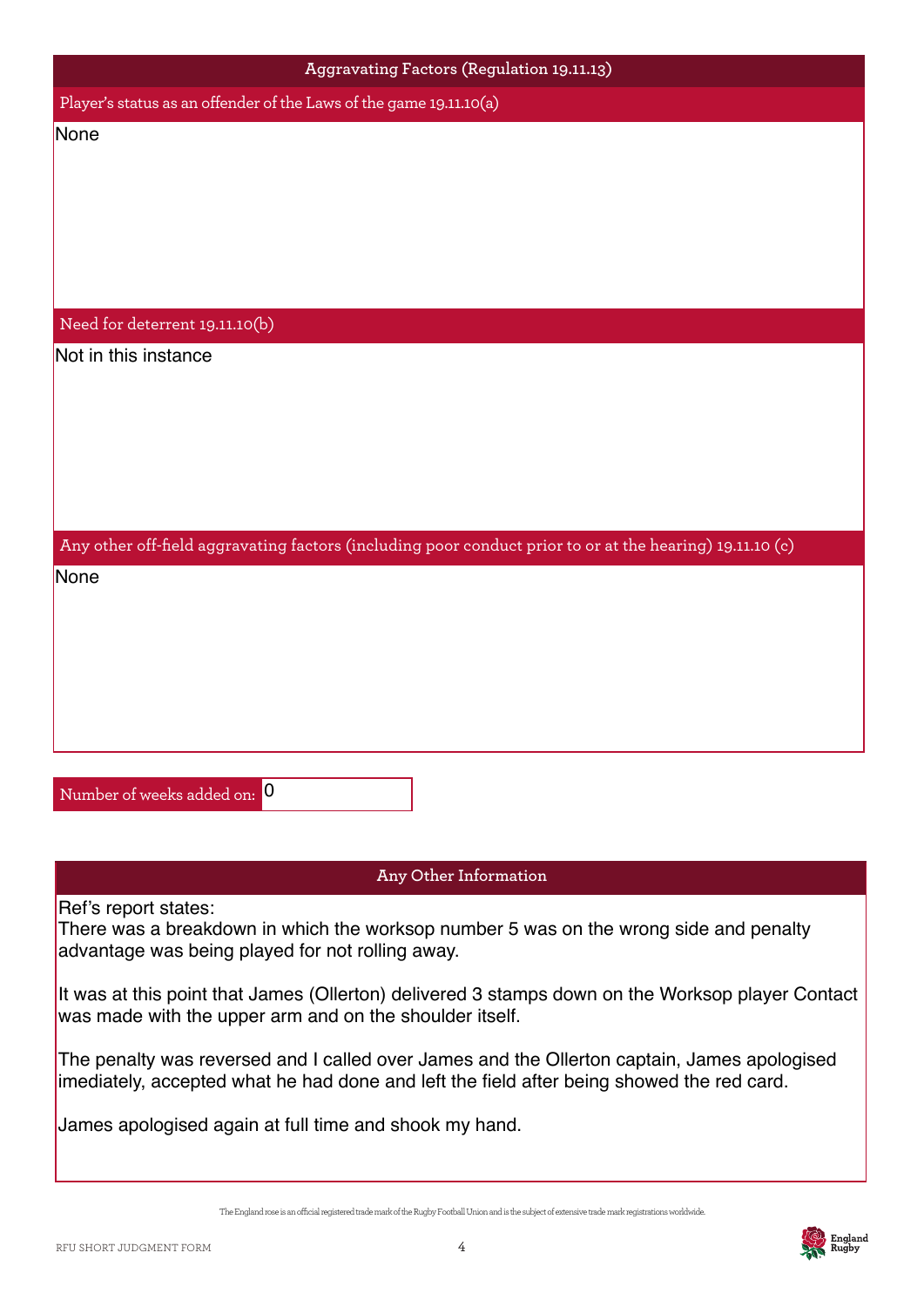## Aggravating Factors (Regulation 19.11.13)

### Player's status as an offender of the Laws of the game 19.11.10(a)

None

### Need for deterrent 19.11.10(b)

Not in this instance

### Any other off-field aggravating factors (including poor conduct prior to or at the hearing) 19.11.10 (c)

None

Number of weeks added on: 0

## Any Other Information

Ref's report states:
There was a breakdown in which the worksop number 5 was on the wrong side and penalty advantage was being played for not rolling away.

It was at this point that James (Ollerton) delivered 3 stamps down on the Worksop player Contact was made with the upper arm and on the shoulder itself.

The penalty was reversed and I called over James and the Ollerton captain, James apologised imediately, accepted what he had done and left the field after being showed the red card.

James apologised again at full time and shook my hand.

The England rose is an official registered trade mark of the Rugby Football Union and is the subject of extensive trade mark registrations worldwide.